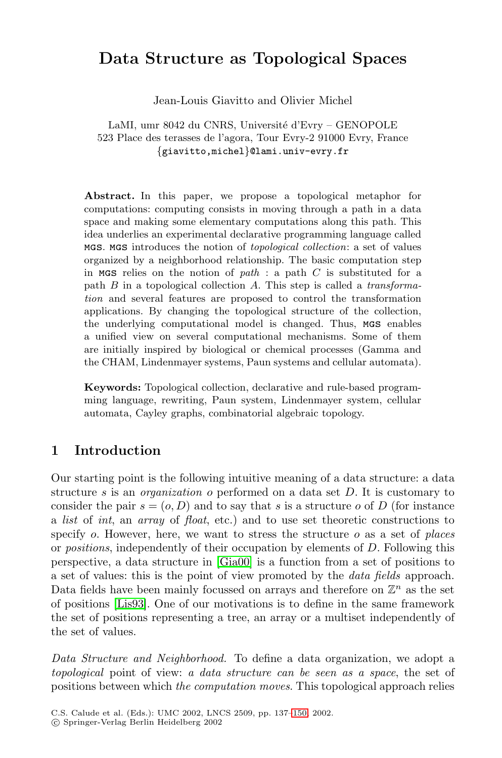# Data Structure as Topological Spaces

Jean-Louis Giavitto and Olivier Michel

LaMI, umr 8042 du CNRS, Université d'Evry – GENOPOLE
523 Place des terasses de l'agora, Tour Evry-2 91000 Evry, France
{giavitto,michel}@lami.univ-evry.fr

**Abstract.** In this paper, we propose a topological metaphor for computations: computing consists in moving through a path in a data space and making some elementary computations along this path. This idea underlies an experimental declarative programming language called MGS. MGS introduces the notion of *topological collection*: a set of values organized by a neighborhood relationship. The basic computation step in MGS relies on the notion of *path* : a path $C$ is substituted for a path $B$ in a topological collection $A$. This step is called a *transformation* and several features are proposed to control the transformation applications. By changing the topological structure of the collection, the underlying computational model is changed. Thus, MGS enables a unified view on several computational mechanisms. Some of them are initially inspired by biological or chemical processes (Gamma and the CHAM, Lindenmayer systems, Paun systems and cellular automata).

**Keywords:** Topological collection, declarative and rule-based programming language, rewriting, Paun system, Lindenmayer system, cellular automata, Cayley graphs, combinatorial algebraic topology.

## 1 Introduction

Our starting point is the following intuitive meaning of a data structure: a data structure $s$ is an *organization* $o$ performed on a data set $D$. It is customary to consider the pair $s = (o, D)$ and to say that $s$ is a structure $o$ of $D$ (for instance a *list* of *int*, an *array* of *float*, etc.) and to use set theoretic constructions to specify $o$. However, here, we want to stress the structure $o$ as a set of *places* or *positions*, independently of their occupation by elements of $D$. Following this perspective, a data structure in [Gia00] is a function from a set of positions to a set of values: this is the point of view promoted by the *data fields* approach. Data fields have been mainly focussed on arrays and therefore on $\mathbb{Z}^n$ as the set of positions [Lis93]. One of our motivations is to define in the same framework the set of positions representing a tree, an array or a multiset independently of the set of values.

*Data Structure and Neighborhood.* To define a data organization, we adopt a *topological* point of view: *a data structure can be seen as a space*, the set of positions between which *the computation moves*. This topological approach relies

C.S. Calude et al. (Eds.): UMC 2002, LNCS 2509, pp. 137–150, 2002.
© Springer-Verlag Berlin Heidelberg 2002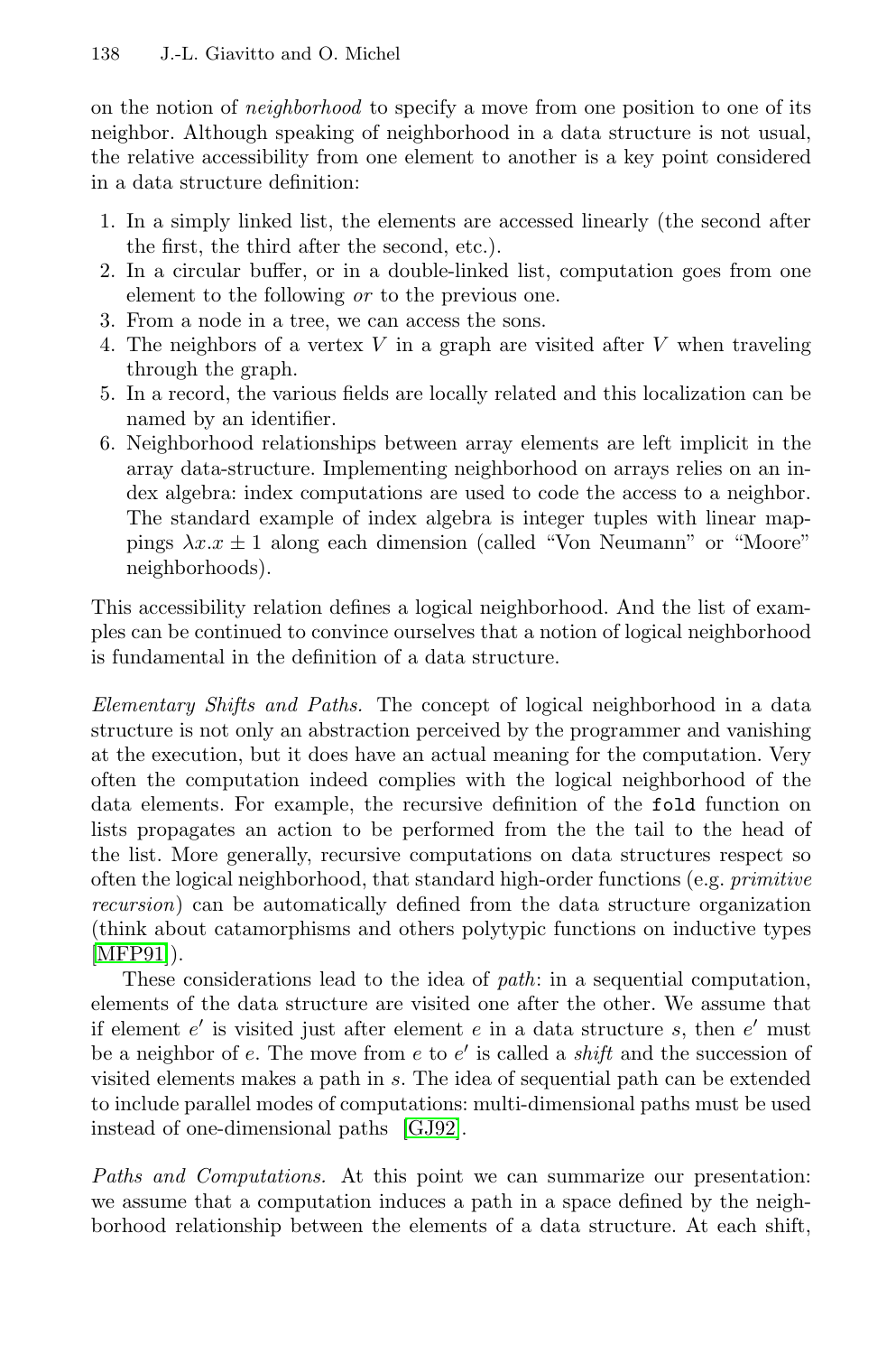on the notion of *neighborhood* to specify a move from one position to one of its neighbor. Although speaking of neighborhood in a data structure is not usual, the relative accessibility from one element to another is a key point considered in a data structure definition:

1. In a simply linked list, the elements are accessed linearly (the second after the first, the third after the second, etc.).
2. In a circular buffer, or in a double-linked list, computation goes from one element to the following *or* to the previous one.
3. From a node in a tree, we can access the sons.
4. The neighbors of a vertex $V$ in a graph are visited after $V$ when traveling through the graph.
5. In a record, the various fields are locally related and this localization can be named by an identifier.
6. Neighborhood relationships between array elements are left implicit in the array data-structure. Implementing neighborhood on arrays relies on an index algebra: index computations are used to code the access to a neighbor. The standard example of index algebra is integer tuples with linear mappings $\lambda x.x \pm 1$ along each dimension (called "Von Neumann" or "Moore" neighborhoods).

This accessibility relation defines a logical neighborhood. And the list of examples can be continued to convince ourselves that a notion of logical neighborhood is fundamental in the definition of a data structure.

*Elementary Shifts and Paths.* The concept of logical neighborhood in a data structure is not only an abstraction perceived by the programmer and vanishing at the execution, but it does have an actual meaning for the computation. Very often the computation indeed complies with the logical neighborhood of the data elements. For example, the recursive definition of the `fold` function on lists propagates an action to be performed from the the tail to the head of the list. More generally, recursive computations on data structures respect so often the logical neighborhood, that standard high-order functions (e.g. *primitive recursion*) can be automatically defined from the data structure organization (think about catamorphisms and others polytypic functions on inductive types [MFP91]).

These considerations lead to the idea of *path*: in a sequential computation, elements of the data structure are visited one after the other. We assume that if element $e'$ is visited just after element $e$ in a data structure $s$, then $e'$ must be a neighbor of $e$. The move from $e$ to $e'$ is called a *shift* and the succession of visited elements makes a path in $s$. The idea of sequential path can be extended to include parallel modes of computations: multi-dimensional paths must be used instead of one-dimensional paths [GJ92].

*Paths and Computations.* At this point we can summarize our presentation: we assume that a computation induces a path in a space defined by the neighborhood relationship between the elements of a data structure. At each shift,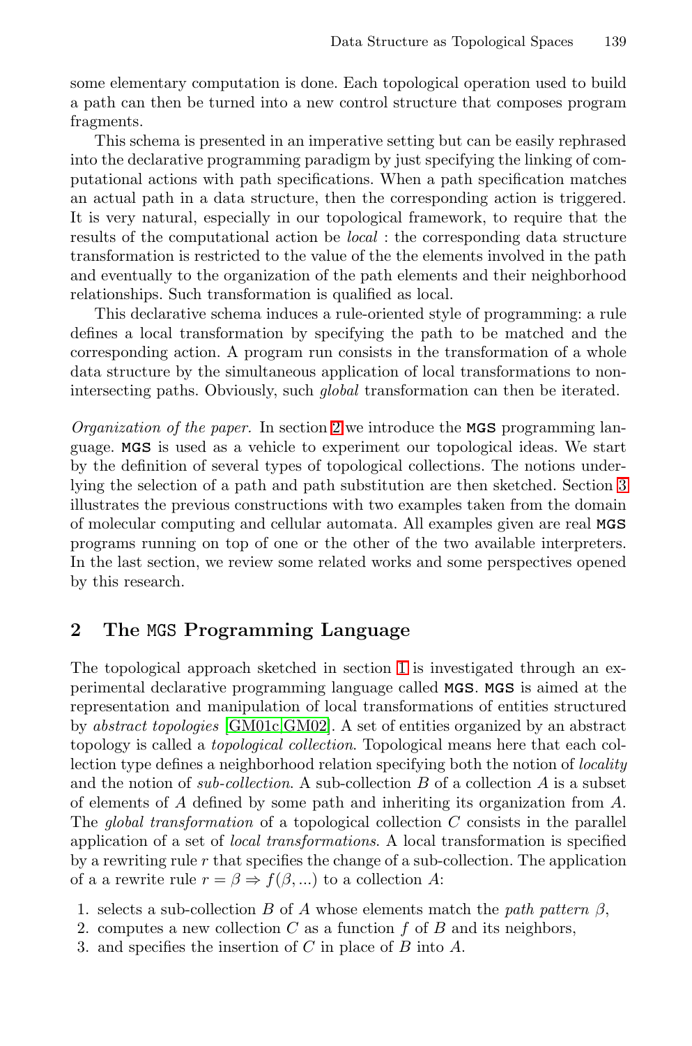some elementary computation is done. Each topological operation used to build a path can then be turned into a new control structure that composes program fragments.

This schema is presented in an imperative setting but can be easily rephrased into the declarative programming paradigm by just specifying the linking of computational actions with path specifications. When a path specification matches an actual path in a data structure, then the corresponding action is triggered. It is very natural, especially in our topological framework, to require that the results of the computational action be *local* : the corresponding data structure transformation is restricted to the value of the the elements involved in the path and eventually to the organization of the path elements and their neighborhood relationships. Such transformation is qualified as local.

This declarative schema induces a rule-oriented style of programming: a rule defines a local transformation by specifying the path to be matched and the corresponding action. A program run consists in the transformation of a whole data structure by the simultaneous application of local transformations to non-intersecting paths. Obviously, such *global* transformation can then be iterated.

*Organization of the paper.* In section 2 we introduce the MGS programming language. MGS is used as a vehicle to experiment our topological ideas. We start by the definition of several types of topological collections. The notions underlying the selection of a path and path substitution are then sketched. Section 3 illustrates the previous constructions with two examples taken from the domain of molecular computing and cellular automata. All examples given are real MGS programs running on top of one or the other of the two available interpreters. In the last section, we review some related works and some perspectives opened by this research.

## 2 The MGS Programming Language

The topological approach sketched in section 1 is investigated through an experimental declarative programming language called MGS. MGS is aimed at the representation and manipulation of local transformations of entities structured by *abstract topologies* [GM01c,GM02]. A set of entities organized by an abstract topology is called a *topological collection*. Topological means here that each collection type defines a neighborhood relation specifying both the notion of *locality* and the notion of *sub-collection*. A sub-collection $B$ of a collection $A$ is a subset of elements of $A$ defined by some path and inheriting its organization from $A$. The *global transformation* of a topological collection $C$ consists in the parallel application of a set of *local transformations*. A local transformation is specified by a rewriting rule $r$ that specifies the change of a sub-collection. The application of a a rewrite rule $r = \beta \Rightarrow f(\beta, ...)$ to a collection $A$:

1. selects a sub-collection $B$ of $A$ whose elements match the *path pattern* $\beta$,
2. computes a new collection $C$ as a function $f$ of $B$ and its neighbors,
3. and specifies the insertion of $C$ in place of $B$ into $A$.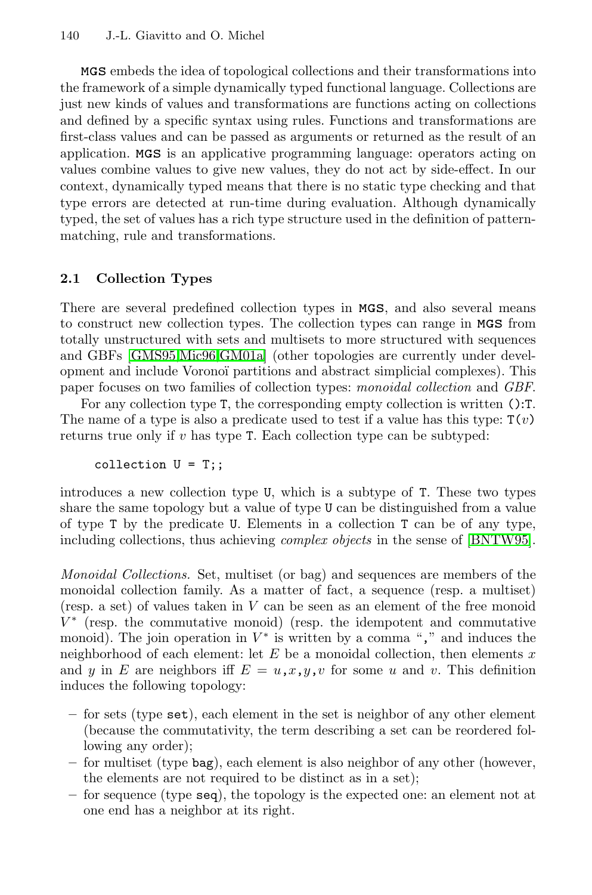MGS embeds the idea of topological collections and their transformations into the framework of a simple dynamically typed functional language. Collections are just new kinds of values and transformations are functions acting on collections and defined by a specific syntax using rules. Functions and transformations are first-class values and can be passed as arguments or returned as the result of an application. MGS is an applicative programming language: operators acting on values combine values to give new values, they do not act by side-effect. In our context, dynamically typed means that there is no static type checking and that type errors are detected at run-time during evaluation. Although dynamically typed, the set of values has a rich type structure used in the definition of pattern-matching, rule and transformations.

### 2.1 Collection Types

There are several predefined collection types in MGS, and also several means to construct new collection types. The collection types can range in MGS from totally unstructured with sets and multisets to more structured with sequences and GBFs [GMS95,Mic96,GM01a] (other topologies are currently under development and include Voronoï partitions and abstract simplicial complexes). This paper focuses on two families of collection types: *monoidal collection* and *GBF*.

For any collection type T, the corresponding empty collection is written ():T. The name of a type is also a predicate used to test if a value has this type: T($v$) returns true only if $v$ has type T. Each collection type can be subtyped:

```
collection U = T;;
```

introduces a new collection type U, which is a subtype of T. These two types share the same topology but a value of type U can be distinguished from a value of type T by the predicate U. Elements in a collection T can be of any type, including collections, thus achieving *complex objects* in the sense of [BNTW95].

*Monoidal Collections.* Set, multiset (or bag) and sequences are members of the monoidal collection family. As a matter of fact, a sequence (resp. a multiset) (resp. a set) of values taken in $V$ can be seen as an element of the free monoid $V^*$ (resp. the commutative monoid) (resp. the idempotent and commutative monoid). The join operation in $V^*$ is written by a comma "," and induces the neighborhood of each element: let $E$ be a monoidal collection, then elements $x$ and $y$ in $E$ are neighbors iff $E = u,x,y,v$ for some $u$ and $v$. This definition induces the following topology:

- for sets (type set), each element in the set is neighbor of any other element (because the commutativity, the term describing a set can be reordered following any order);
- for multiset (type bag), each element is also neighbor of any other (however, the elements are not required to be distinct as in a set);
- for sequence (type seq), the topology is the expected one: an element not at one end has a neighbor at its right.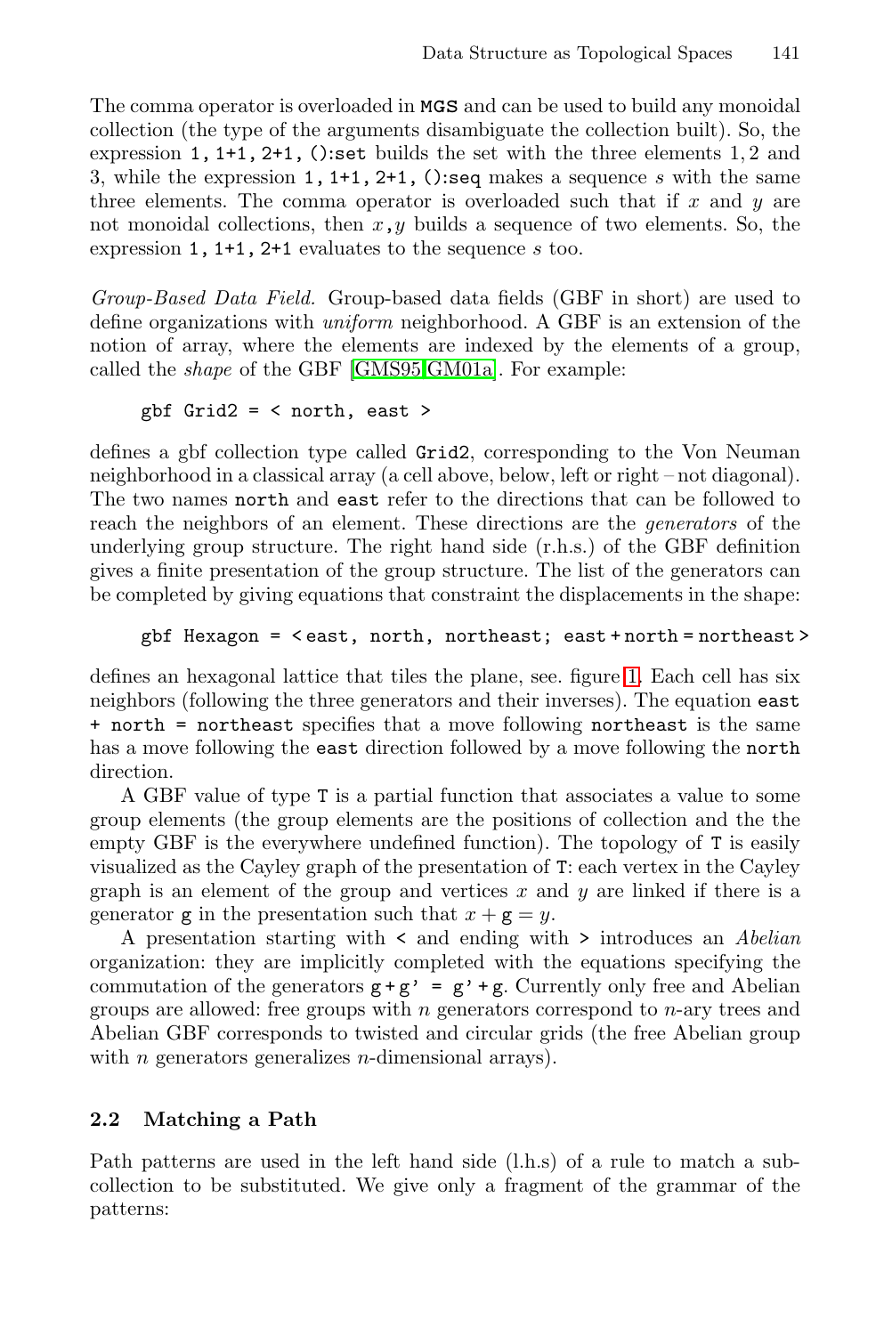The comma operator is overloaded in `MGS` and can be used to build any monoidal collection (the type of the arguments disambiguate the collection built). So, the expression `1, 1+1, 2+1, ():set` builds the set with the three elements 1, 2 and 3, while the expression `1, 1+1, 2+1, ():seq` makes a sequence $s$ with the same three elements. The comma operator is overloaded such that if $x$ and $y$ are not monoidal collections, then $x$,$y$ builds a sequence of two elements. So, the expression `1, 1+1, 2+1` evaluates to the sequence $s$ too.

*Group-Based Data Field.* Group-based data fields (GBF in short) are used to define organizations with *uniform* neighborhood. A GBF is an extension of the notion of array, where the elements are indexed by the elements of a group, called the *shape* of the GBF [GMS95,GM01a]. For example:

```
gbf Grid2 = < north, east >
```

defines a gbf collection type called `Grid2`, corresponding to the Von Neuman neighborhood in a classical array (a cell above, below, left or right – not diagonal). The two names `north` and `east` refer to the directions that can be followed to reach the neighbors of an element. These directions are the *generators* of the underlying group structure. The right hand side (r.h.s.) of the GBF definition gives a finite presentation of the group structure. The list of the generators can be completed by giving equations that constraint the displacements in the shape:

```
gbf Hexagon = <east, north, northeast; east + north = northeast>
```

defines an hexagonal lattice that tiles the plane, see. figure 1. Each cell has six neighbors (following the three generators and their inverses). The equation `east + north = northeast` specifies that a move following `northeast` is the same has a move following the `east` direction followed by a move following the `north` direction.

A GBF value of type `T` is a partial function that associates a value to some group elements (the group elements are the positions of collection and the the empty GBF is the everywhere undefined function). The topology of `T` is easily visualized as the Cayley graph of the presentation of `T`: each vertex in the Cayley graph is an element of the group and vertices $x$ and $y$ are linked if there is a generator `g` in the presentation such that $x + \mathtt{g} = y$.

A presentation starting with `<` and ending with `>` introduces an *Abelian* organization: they are implicitly completed with the equations specifying the commutation of the generators `g + g' = g' + g`. Currently only free and Abelian groups are allowed: free groups with $n$ generators correspond to $n$-ary trees and Abelian GBF corresponds to twisted and circular grids (the free Abelian group with $n$ generators generalizes $n$-dimensional arrays).

### 2.2 Matching a Path

Path patterns are used in the left hand side (l.h.s) of a rule to match a subcollection to be substituted. We give only a fragment of the grammar of the patterns: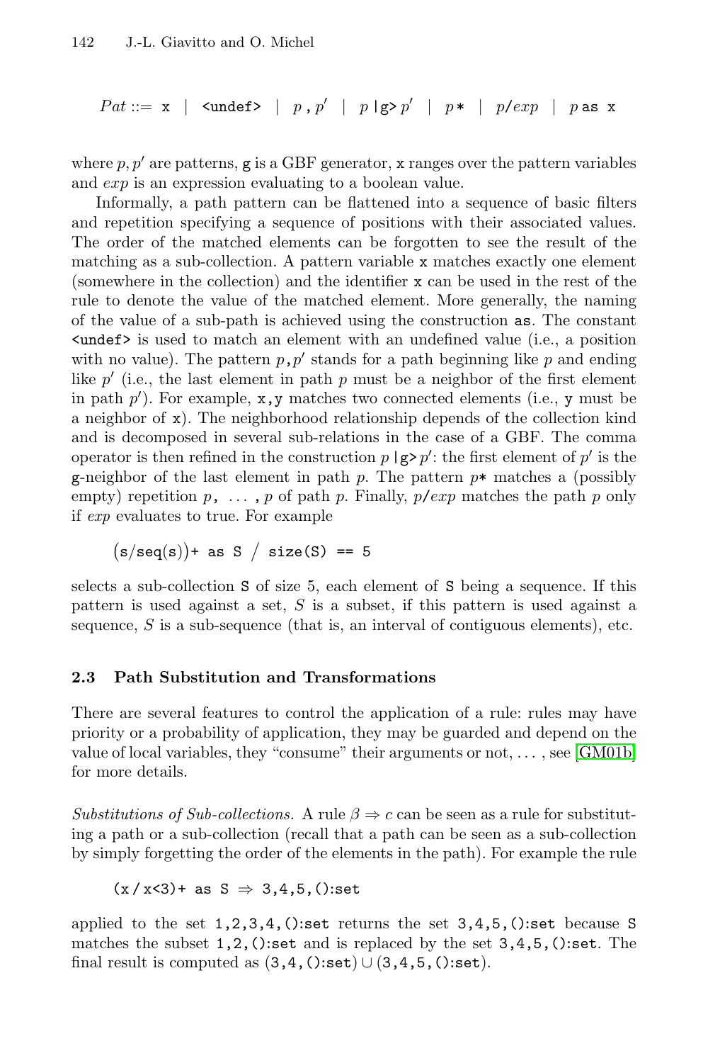$Pat$ ::= `x` | `<undef>` | $p$ `,` $p'$ | $p$ `|g>` $p'$ | $p$`*` | $p$`/`$exp$ | $p$ `as x`

where $p, p'$ are patterns, `g` is a GBF generator, `x` ranges over the pattern variables and *exp* is an expression evaluating to a boolean value.

Informally, a path pattern can be flattened into a sequence of basic filters and repetition specifying a sequence of positions with their associated values. The order of the matched elements can be forgotten to see the result of the matching as a sub-collection. A pattern variable `x` matches exactly one element (somewhere in the collection) and the identifier `x` can be used in the rest of the rule to denote the value of the matched element. More generally, the naming of the value of a sub-path is achieved using the construction `as`. The constant `<undef>` is used to match an element with an undefined value (i.e., a position with no value). The pattern $p$`,`$p'$ stands for a path beginning like $p$ and ending like $p'$ (i.e., the last element in path $p$ must be a neighbor of the first element in path $p'$). For example, `x,y` matches two connected elements (i.e., `y` must be a neighbor of `x`). The neighborhood relationship depends of the collection kind and is decomposed in several sub-relations in the case of a GBF. The comma operator is then refined in the construction $p$ `|g>` $p'$: the first element of $p'$ is the `g`-neighbor of the last element in path $p$. The pattern $p$`*` matches a (possibly empty) repetition $p$`, ... ,` $p$ of path $p$. Finally, $p$`/`$exp$ matches the path $p$ only if *exp* evaluates to true. For example

```
(s/seq(s))+ as S / size(S) == 5
```

selects a sub-collection `S` of size 5, each element of `S` being a sequence. If this pattern is used against a set, $S$ is a subset, if this pattern is used against a sequence, $S$ is a sub-sequence (that is, an interval of contiguous elements), etc.

### 2.3 Path Substitution and Transformations

There are several features to control the application of a rule: rules may have priority or a probability of application, they may be guarded and depend on the value of local variables, they "consume" their arguments or not, ..., see [GM01b] for more details.

*Substitutions of Sub-collections.* A rule $\beta \Rightarrow c$ can be seen as a rule for substituting a path or a sub-collection (recall that a path can be seen as a sub-collection by simply forgetting the order of the elements in the path). For example the rule

```
(x / x<3)+ as S ⇒ 3,4,5,():set
```

applied to the set `1,2,3,4,():set` returns the set `3,4,5,():set` because `S` matches the subset `1,2,():set` and is replaced by the set `3,4,5,():set`. The final result is computed as (`3,4,():set`) $\cup$ (`3,4,5,():set`).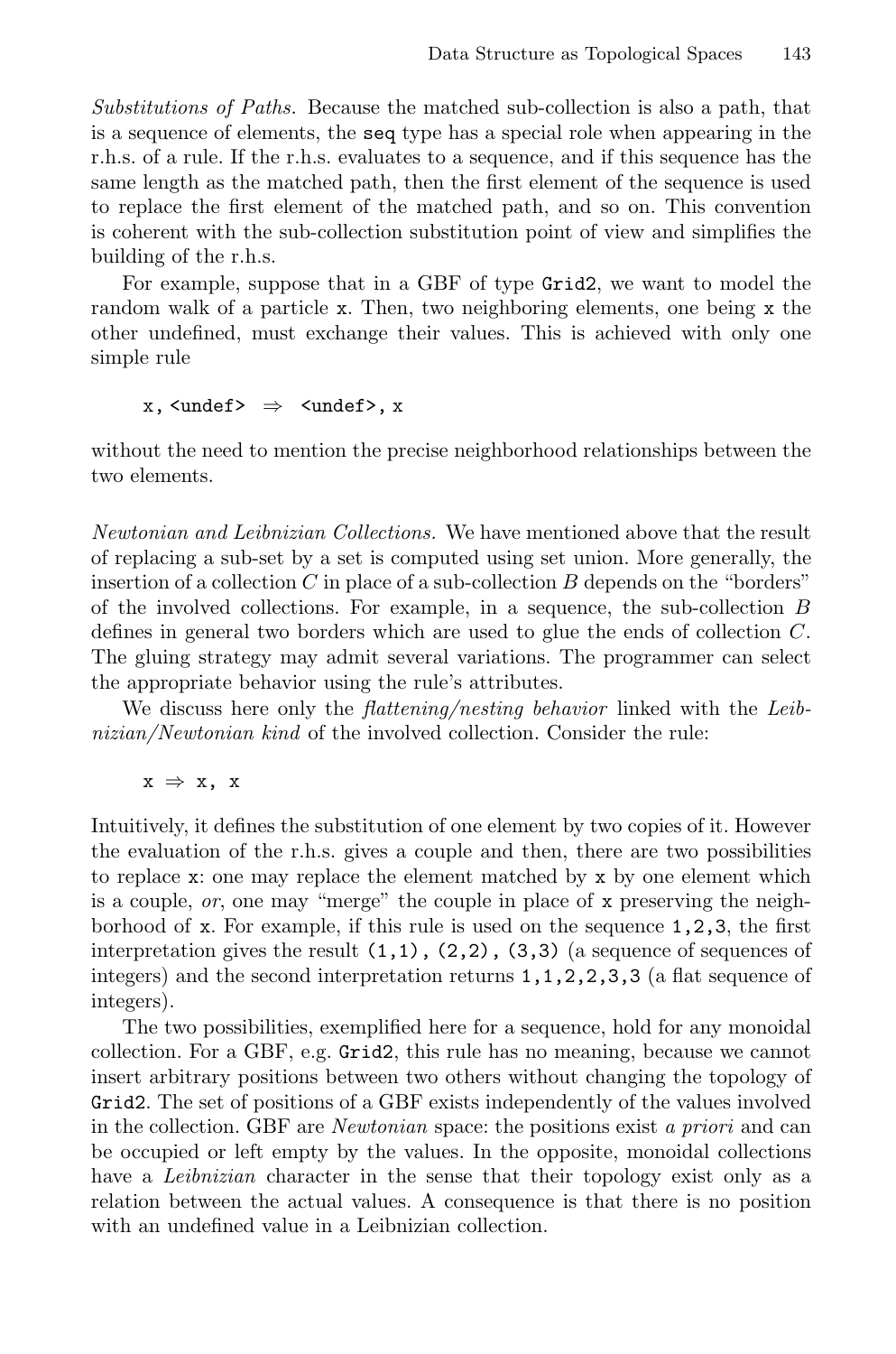*Substitutions of Paths.* Because the matched sub-collection is also a path, that is a sequence of elements, the `seq` type has a special role when appearing in the r.h.s. of a rule. If the r.h.s. evaluates to a sequence, and if this sequence has the same length as the matched path, then the first element of the sequence is used to replace the first element of the matched path, and so on. This convention is coherent with the sub-collection substitution point of view and simplifies the building of the r.h.s.

For example, suppose that in a GBF of type `Grid2`, we want to model the random walk of a particle `x`. Then, two neighboring elements, one being `x` the other undefined, must exchange their values. This is achieved with only one simple rule

```
x, <undef>  ⇒  <undef>, x
```

without the need to mention the precise neighborhood relationships between the two elements.

*Newtonian and Leibnizian Collections.* We have mentioned above that the result of replacing a sub-set by a set is computed using set union. More generally, the insertion of a collection $C$ in place of a sub-collection $B$ depends on the "borders" of the involved collections. For example, in a sequence, the sub-collection $B$ defines in general two borders which are used to glue the ends of collection $C$. The gluing strategy may admit several variations. The programmer can select the appropriate behavior using the rule's attributes.

We discuss here only the *flattening/nesting behavior* linked with the *Leibnizian/Newtonian kind* of the involved collection. Consider the rule:

```
x ⇒ x, x
```

Intuitively, it defines the substitution of one element by two copies of it. However the evaluation of the r.h.s. gives a couple and then, there are two possibilities to replace `x`: one may replace the element matched by `x` by one element which is a couple, *or*, one may "merge" the couple in place of `x` preserving the neighborhood of `x`. For example, if this rule is used on the sequence `1,2,3`, the first interpretation gives the result `(1,1), (2,2), (3,3)` (a sequence of sequences of integers) and the second interpretation returns `1,1,2,2,3,3` (a flat sequence of integers).

The two possibilities, exemplified here for a sequence, hold for any monoidal collection. For a GBF, e.g. `Grid2`, this rule has no meaning, because we cannot insert arbitrary positions between two others without changing the topology of `Grid2`. The set of positions of a GBF exists independently of the values involved in the collection. GBF are *Newtonian* space: the positions exist *a priori* and can be occupied or left empty by the values. In the opposite, monoidal collections have a *Leibnizian* character in the sense that their topology exist only as a relation between the actual values. A consequence is that there is no position with an undefined value in a Leibnizian collection.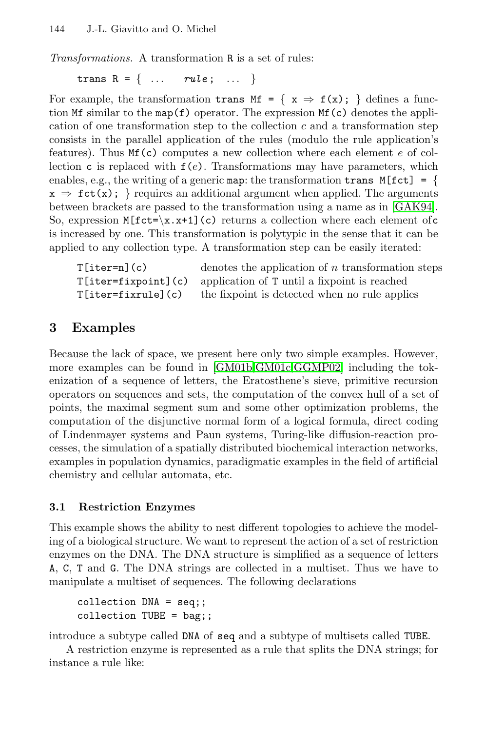*Transformations.* A transformation R is a set of rules:

```
trans R = { ...   rule;   ... }
```

For example, the transformation `trans Mf = { x ⇒ f(x); }` defines a function `Mf` similar to the `map(f)` operator. The expression `Mf(c)` denotes the application of one transformation step to the collection $c$ and a transformation step consists in the parallel application of the rules (modulo the rule application's features). Thus `Mf(c)` computes a new collection where each element $e$ of collection `c` is replaced with $f(e)$. Transformations may have parameters, which enables, e.g., the writing of a generic `map`: the transformation `trans M[fct] = { x ⇒ fct(x); }` requires an additional argument when applied. The arguments between brackets are passed to the transformation using a name as in [GAK94]. So, expression `M[fct=\x.x+1](c)` returns a collection where each element of `c` is increased by one. This transformation is polytypic in the sense that it can be applied to any collection type. A transformation step can be easily iterated:

| | |
|---|---|
| `T[iter=n](c)` | denotes the application of $n$ transformation steps |
| `T[iter=fixpoint](c)` | application of `T` until a fixpoint is reached |
| `T[iter=fixrule](c)` | the fixpoint is detected when no rule applies |

## 3 Examples

Because the lack of space, we present here only two simple examples. However, more examples can be found in [GM01b,GM01c,GGMP02] including the tokenization of a sequence of letters, the Eratosthene's sieve, primitive recursion operators on sequences and sets, the computation of the convex hull of a set of points, the maximal segment sum and some other optimization problems, the computation of the disjunctive normal form of a logical formula, direct coding of Lindenmayer systems and Paun systems, Turing-like diffusion-reaction processes, the simulation of a spatially distributed biochemical interaction networks, examples in population dynamics, paradigmatic examples in the field of artificial chemistry and cellular automata, etc.

### 3.1 Restriction Enzymes

This example shows the ability to nest different topologies to achieve the modeling of a biological structure. We want to represent the action of a set of restriction enzymes on the DNA. The DNA structure is simplified as a sequence of letters `A`, `C`, `T` and `G`. The DNA strings are collected in a multiset. Thus we have to manipulate a multiset of sequences. The following declarations

```
collection DNA = seq;;
collection TUBE = bag;;
```

introduce a subtype called `DNA` of `seq` and a subtype of multisets called `TUBE`.

A restriction enzyme is represented as a rule that splits the DNA strings; for instance a rule like: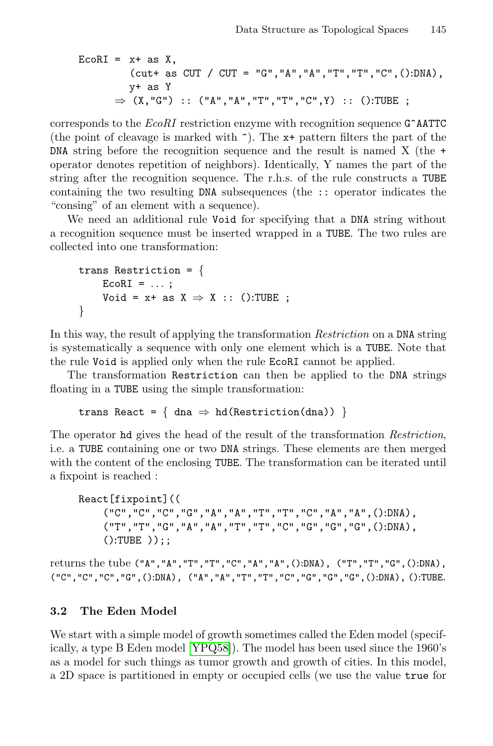```
EcoRI = x+ as X,
        (cut+ as CUT / CUT = "G","A","A","T","T","C",():DNA),
        y+ as Y
      ⇒ (X,"G") :: ("A","A","T","T","C",Y) :: ():TUBE ;
```

corresponds to the *EcoRI* restriction enzyme with recognition sequence `G^AATTC` (the point of cleavage is marked with `^`). The `x+` pattern filters the part of the `DNA` string before the recognition sequence and the result is named X (the `+` operator denotes repetition of neighbors). Identically, Y names the part of the string after the recognition sequence. The r.h.s. of the rule constructs a `TUBE` containing the two resulting `DNA` subsequences (the `::` operator indicates the "consing" of an element with a sequence).

We need an additional rule `Void` for specifying that a `DNA` string without a recognition sequence must be inserted wrapped in a `TUBE`. The two rules are collected into one transformation:

```
trans Restriction = {
    EcoRI = ... ;
    Void = x+ as X ⇒ X :: ():TUBE ;
}
```

In this way, the result of applying the transformation *Restriction* on a `DNA` string is systematically a sequence with only one element which is a `TUBE`. Note that the rule `Void` is applied only when the rule `EcoRI` cannot be applied.

The transformation `Restriction` can then be applied to the `DNA` strings floating in a `TUBE` using the simple transformation:

```
trans React = { dna ⇒ hd(Restriction(dna)) }
```

The operator `hd` gives the head of the result of the transformation *Restriction*, i.e. a `TUBE` containing one or two `DNA` strings. These elements are then merged with the content of the enclosing `TUBE`. The transformation can be iterated until a fixpoint is reached :

```
React[fixpoint]((
    ("C","C","C","G","A","A","T","T","C","A","A",():DNA),
    ("T","T","G","A","A","T","T","C","G","G","G",():DNA),
    ():TUBE ));;
```

returns the tube `("A","A","T","T","C","A","A",():DNA), ("T","T","G",():DNA), ("C","C","C","G",():DNA), ("A","A","T","T","C","G","G","G",():DNA), ():TUBE`.

### 3.2 The Eden Model

We start with a simple model of growth sometimes called the Eden model (specifically, a type B Eden model [YPQ58]). The model has been used since the 1960's as a model for such things as tumor growth and growth of cities. In this model, a 2D space is partitioned in empty or occupied cells (we use the value `true` for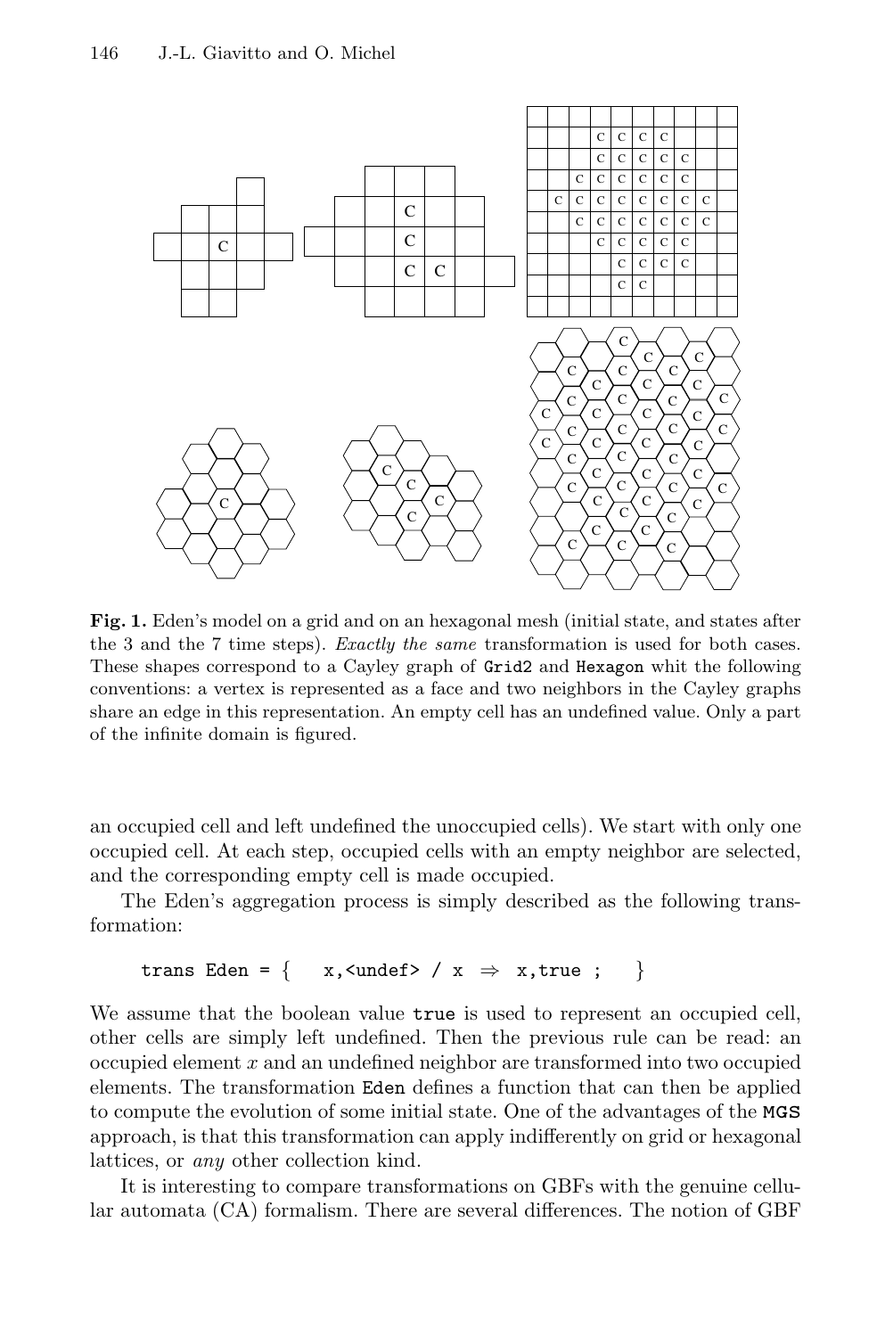**Fig. 1.** Eden's model on a grid and on an hexagonal mesh (initial state, and states after the 3 and the 7 time steps). *Exactly the same* transformation is used for both cases. These shapes correspond to a Cayley graph of `Grid2` and `Hexagon` whit the following conventions: a vertex is represented as a face and two neighbors in the Cayley graphs share an edge in this representation. An empty cell has an undefined value. Only a part of the infinite domain is figured.

an occupied cell and left undefined the unoccupied cells). We start with only one occupied cell. At each step, occupied cells with an empty neighbor are selected, and the corresponding empty cell is made occupied.

The Eden's aggregation process is simply described as the following transformation:

```
trans Eden = {   x,<undef> / x  ⇒  x,true ;   }
```

We assume that the boolean value `true` is used to represent an occupied cell, other cells are simply left undefined. Then the previous rule can be read: an occupied element $x$ and an undefined neighbor are transformed into two occupied elements. The transformation `Eden` defines a function that can then be applied to compute the evolution of some initial state. One of the advantages of the **MGS** approach, is that this transformation can apply indifferently on grid or hexagonal lattices, or *any* other collection kind.

It is interesting to compare transformations on GBFs with the genuine cellular automata (CA) formalism. There are several differences. The notion of GBF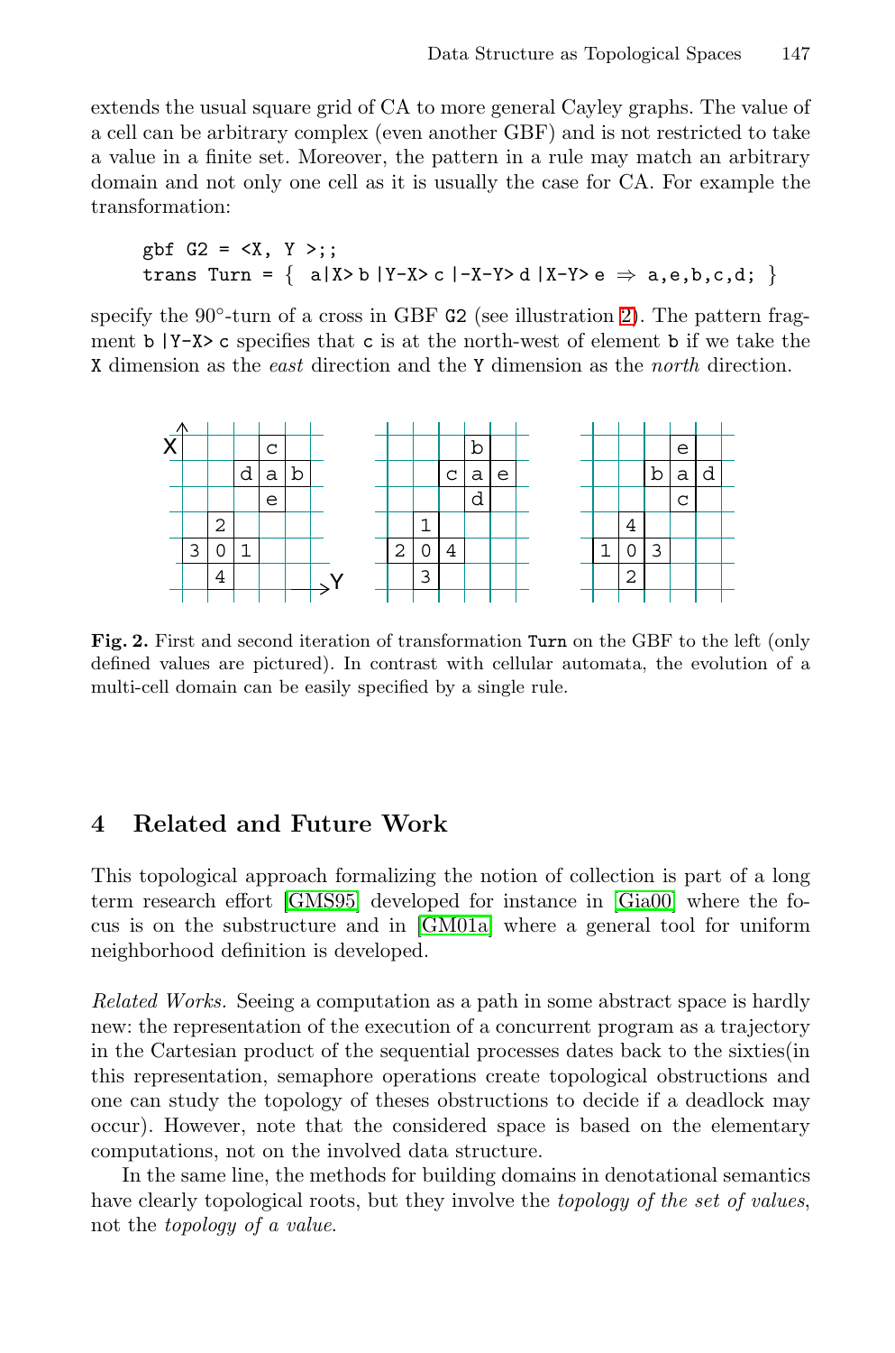extends the usual square grid of CA to more general Cayley graphs. The value of a cell can be arbitrary complex (even another GBF) and is not restricted to take a value in a finite set. Moreover, the pattern in a rule may match an arbitrary domain and not only one cell as it is usually the case for CA. For example the transformation:

```
gbf G2 = <X, Y >;;
trans Turn = {  a|X> b |Y-X> c |-X-Y> d |X-Y> e ⇒ a,e,b,c,d; }
```

specify the 90°-turn of a cross in GBF `G2` (see illustration 2). The pattern fragment `b |Y-X> c` specifies that `c` is at the north-west of element `b` if we take the `X` dimension as the *east* direction and the `Y` dimension as the *north* direction.

**Fig. 2.** First and second iteration of transformation `Turn` on the GBF to the left (only defined values are pictured). In contrast with cellular automata, the evolution of a multi-cell domain can be easily specified by a single rule.

## 4 Related and Future Work

This topological approach formalizing the notion of collection is part of a long term research effort [GMS95] developed for instance in [Gia00] where the focus is on the substructure and in [GM01a] where a general tool for uniform neighborhood definition is developed.

*Related Works.* Seeing a computation as a path in some abstract space is hardly new: the representation of the execution of a concurrent program as a trajectory in the Cartesian product of the sequential processes dates back to the sixties(in this representation, semaphore operations create topological obstructions and one can study the topology of theses obstructions to decide if a deadlock may occur). However, note that the considered space is based on the elementary computations, not on the involved data structure.

In the same line, the methods for building domains in denotational semantics have clearly topological roots, but they involve the *topology of the set of values*, not the *topology of a value*.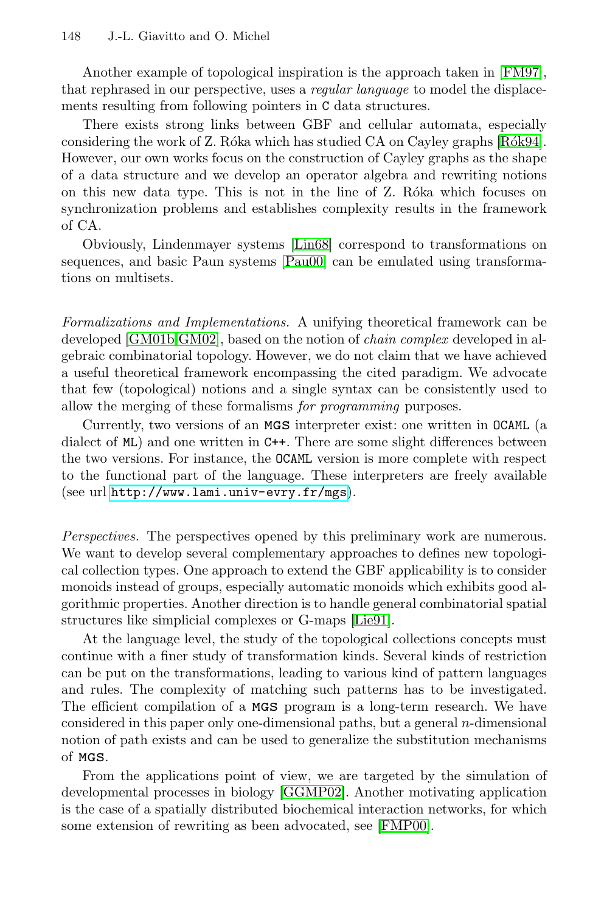Another example of topological inspiration is the approach taken in [FM97], that rephrased in our perspective, uses a *regular language* to model the displacements resulting from following pointers in `C` data structures.

There exists strong links between GBF and cellular automata, especially considering the work of Z. Róka which has studied CA on Cayley graphs [Rók94]. However, our own works focus on the construction of Cayley graphs as the shape of a data structure and we develop an operator algebra and rewriting notions on this new data type. This is not in the line of Z. Róka which focuses on synchronization problems and establishes complexity results in the framework of CA.

Obviously, Lindenmayer systems [Lin68] correspond to transformations on sequences, and basic Paun systems [Pau00] can be emulated using transformations on multisets.

*Formalizations and Implementations.* A unifying theoretical framework can be developed [GM01b,GM02], based on the notion of *chain complex* developed in algebraic combinatorial topology. However, we do not claim that we have achieved a useful theoretical framework encompassing the cited paradigm. We advocate that few (topological) notions and a single syntax can be consistently used to allow the merging of these formalisms *for programming* purposes.

Currently, two versions of an `MGS` interpreter exist: one written in `OCAML` (a dialect of `ML`) and one written in `C++`. There are some slight differences between the two versions. For instance, the `OCAML` version is more complete with respect to the functional part of the language. These interpreters are freely available (see url `http://www.lami.univ-evry.fr/mgs`).

*Perspectives.* The perspectives opened by this preliminary work are numerous. We want to develop several complementary approaches to defines new topological collection types. One approach to extend the GBF applicability is to consider monoids instead of groups, especially automatic monoids which exhibits good algorithmic properties. Another direction is to handle general combinatorial spatial structures like simplicial complexes or G-maps [Lie91].

At the language level, the study of the topological collections concepts must continue with a finer study of transformation kinds. Several kinds of restriction can be put on the transformations, leading to various kind of pattern languages and rules. The complexity of matching such patterns has to be investigated. The efficient compilation of a `MGS` program is a long-term research. We have considered in this paper only one-dimensional paths, but a general $n$-dimensional notion of path exists and can be used to generalize the substitution mechanisms of `MGS`.

From the applications point of view, we are targeted by the simulation of developmental processes in biology [GGMP02]. Another motivating application is the case of a spatially distributed biochemical interaction networks, for which some extension of rewriting as been advocated, see [FMP00].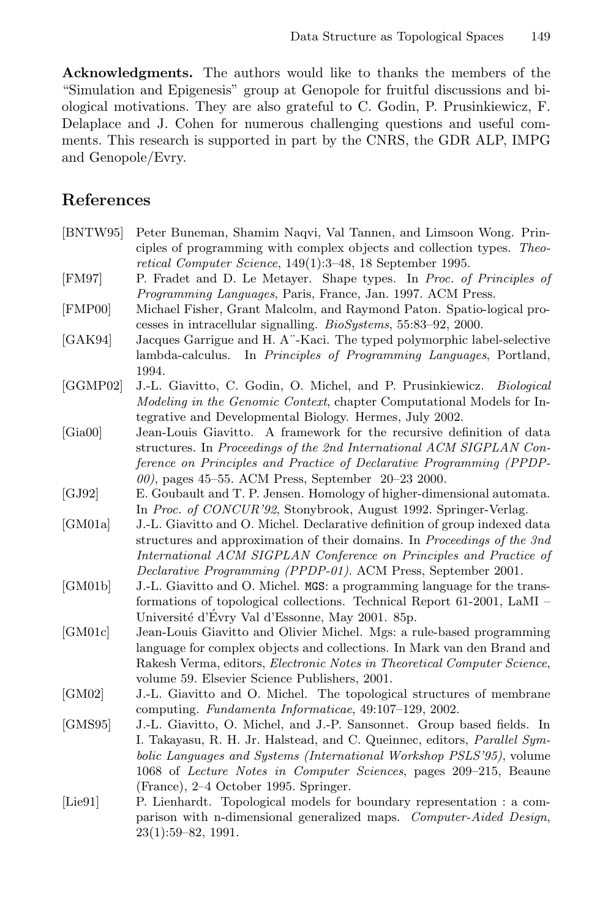**Acknowledgments.** The authors would like to thanks the members of the "Simulation and Epigenesis" group at Genopole for fruitful discussions and biological motivations. They are also grateful to C. Godin, P. Prusinkiewicz, F. Delaplace and J. Cohen for numerous challenging questions and useful comments. This research is supported in part by the CNRS, the GDR ALP, IMPG and Genopole/Evry.

## References

[BNTW95] Peter Buneman, Shamim Naqvi, Val Tannen, and Limsoon Wong. Principles of programming with complex objects and collection types. *Theoretical Computer Science*, 149(1):3–48, 18 September 1995.

[FM97] P. Fradet and D. Le Metayer. Shape types. In *Proc. of Principles of Programming Languages*, Paris, France, Jan. 1997. ACM Press.

[FMP00] Michael Fisher, Grant Malcolm, and Raymond Paton. Spatio-logical processes in intracellular signalling. *BioSystems*, 55:83–92, 2000.

[GAK94] Jacques Garrigue and H. A¨-Kaci. The typed polymorphic label-selective lambda-calculus. In *Principles of Programming Languages*, Portland, 1994.

[GGMP02] J.-L. Giavitto, C. Godin, O. Michel, and P. Prusinkiewicz. *Biological Modeling in the Genomic Context*, chapter Computational Models for Integrative and Developmental Biology. Hermes, July 2002.

[Gia00] Jean-Louis Giavitto. A framework for the recursive definition of data structures. In *Proceedings of the 2nd International ACM SIGPLAN Conference on Principles and Practice of Declarative Programming (PPDP-00)*, pages 45–55. ACM Press, September 20–23 2000.

[GJ92] E. Goubault and T. P. Jensen. Homology of higher-dimensional automata. In *Proc. of CONCUR'92*, Stonybrook, August 1992. Springer-Verlag.

[GM01a] J.-L. Giavitto and O. Michel. Declarative definition of group indexed data structures and approximation of their domains. In *Proceedings of the 3nd International ACM SIGPLAN Conference on Principles and Practice of Declarative Programming (PPDP-01)*. ACM Press, September 2001.

[GM01b] J.-L. Giavitto and O. Michel. MGS: a programming language for the transformations of topological collections. Technical Report 61-2001, LaMI – Université d'Évry Val d'Essonne, May 2001. 85p.

[GM01c] Jean-Louis Giavitto and Olivier Michel. Mgs: a rule-based programming language for complex objects and collections. In Mark van den Brand and Rakesh Verma, editors, *Electronic Notes in Theoretical Computer Science*, volume 59. Elsevier Science Publishers, 2001.

[GM02] J.-L. Giavitto and O. Michel. The topological structures of membrane computing. *Fundamenta Informaticae*, 49:107–129, 2002.

[GMS95] J.-L. Giavitto, O. Michel, and J.-P. Sansonnet. Group based fields. In I. Takayasu, R. H. Jr. Halstead, and C. Queinnec, editors, *Parallel Symbolic Languages and Systems (International Workshop PSLS'95)*, volume 1068 of *Lecture Notes in Computer Sciences*, pages 209–215, Beaune (France), 2–4 October 1995. Springer.

[Lie91] P. Lienhardt. Topological models for boundary representation : a comparison with n-dimensional generalized maps. *Computer-Aided Design*, 23(1):59–82, 1991.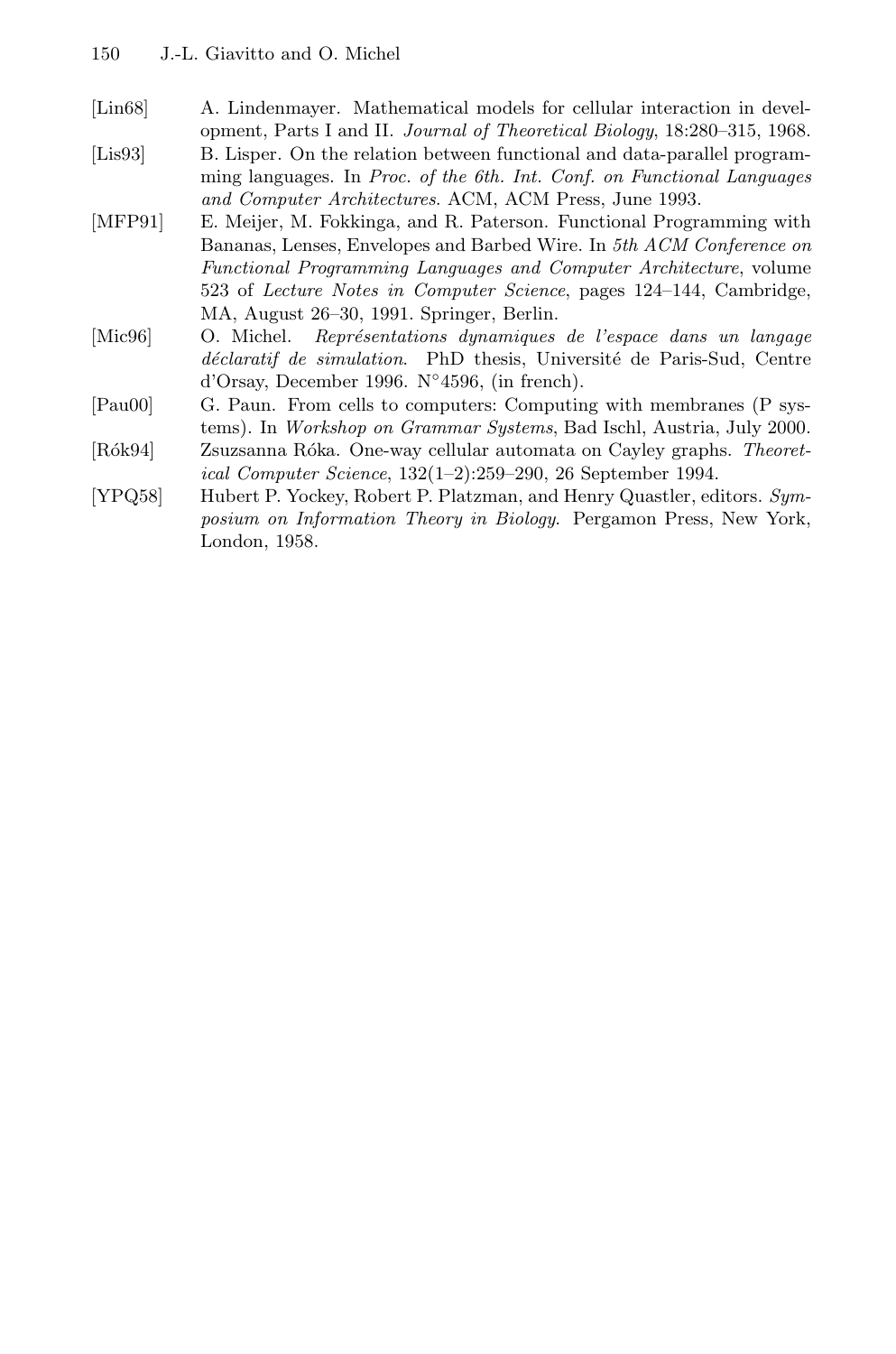[Lin68] A. Lindenmayer. Mathematical models for cellular interaction in development, Parts I and II. *Journal of Theoretical Biology*, 18:280–315, 1968.

[Lis93] B. Lisper. On the relation between functional and data-parallel programming languages. In *Proc. of the 6th. Int. Conf. on Functional Languages and Computer Architectures*. ACM, ACM Press, June 1993.

[MFP91] E. Meijer, M. Fokkinga, and R. Paterson. Functional Programming with Bananas, Lenses, Envelopes and Barbed Wire. In *5th ACM Conference on Functional Programming Languages and Computer Architecture*, volume 523 of *Lecture Notes in Computer Science*, pages 124–144, Cambridge, MA, August 26–30, 1991. Springer, Berlin.

[Mic96] O. Michel. *Représentations dynamiques de l'espace dans un langage déclaratif de simulation*. PhD thesis, Université de Paris-Sud, Centre d'Orsay, December 1996. N°4596, (in french).

[Pau00] G. Paun. From cells to computers: Computing with membranes (P systems). In *Workshop on Grammar Systems*, Bad Ischl, Austria, July 2000.

[Rók94] Zsuzsanna Róka. One-way cellular automata on Cayley graphs. *Theoretical Computer Science*, 132(1–2):259–290, 26 September 1994.

[YPQ58] Hubert P. Yockey, Robert P. Platzman, and Henry Quastler, editors. *Symposium on Information Theory in Biology*. Pergamon Press, New York, London, 1958.